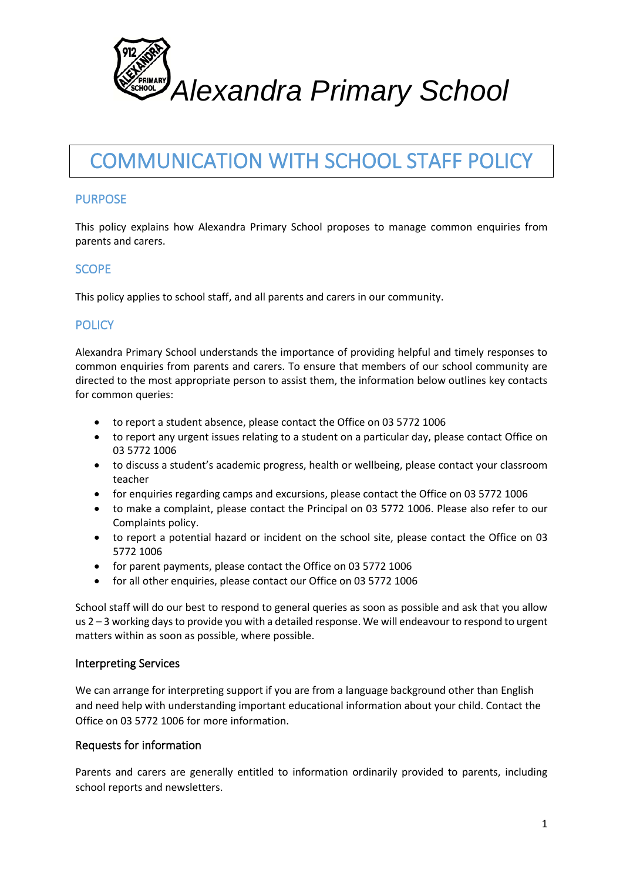*Alexandra Primary School*

# COMMUNICATION WITH SCHOOL STAFF POLICY

## PURPOSE

This policy explains how Alexandra Primary School proposes to manage common enquiries from parents and carers.

## SCOPE

This policy applies to school staff, and all parents and carers in our community.

## POLICY

Alexandra Primary School understands the importance of providing helpful and timely responses to common enquiries from parents and carers. To ensure that members of our school community are directed to the most appropriate person to assist them, the information below outlines key contacts for common queries:

- to report a student absence, please contact the Office on 03 5772 1006
- to report any urgent issues relating to a student on a particular day, please contact Office on 03 5772 1006
- to discuss a student's academic progress, health or wellbeing, please contact your classroom teacher
- for enquiries regarding camps and excursions, please contact the Office on 03 5772 1006
- to make a complaint, please contact the Principal on 03 5772 1006. Please also refer to our Complaints policy.
- to report a potential hazard or incident on the school site, please contact the Office on 03 5772 1006
- for parent payments, please contact the Office on 03 5772 1006
- for all other enquiries, please contact our Office on 03 5772 1006

School staff will do our best to respond to general queries as soon as possible and ask that you allow us 2 – 3 working days to provide you with a detailed response. We will endeavour to respond to urgent matters within as soon as possible, where possible.

### Interpreting Services

We can arrange for interpreting support if you are from a language background other than English and need help with understanding important educational information about your child. Contact the Office on 03 5772 1006 for more information.

### Requests for information

Parents and carers are generally entitled to information ordinarily provided to parents, including school reports and newsletters.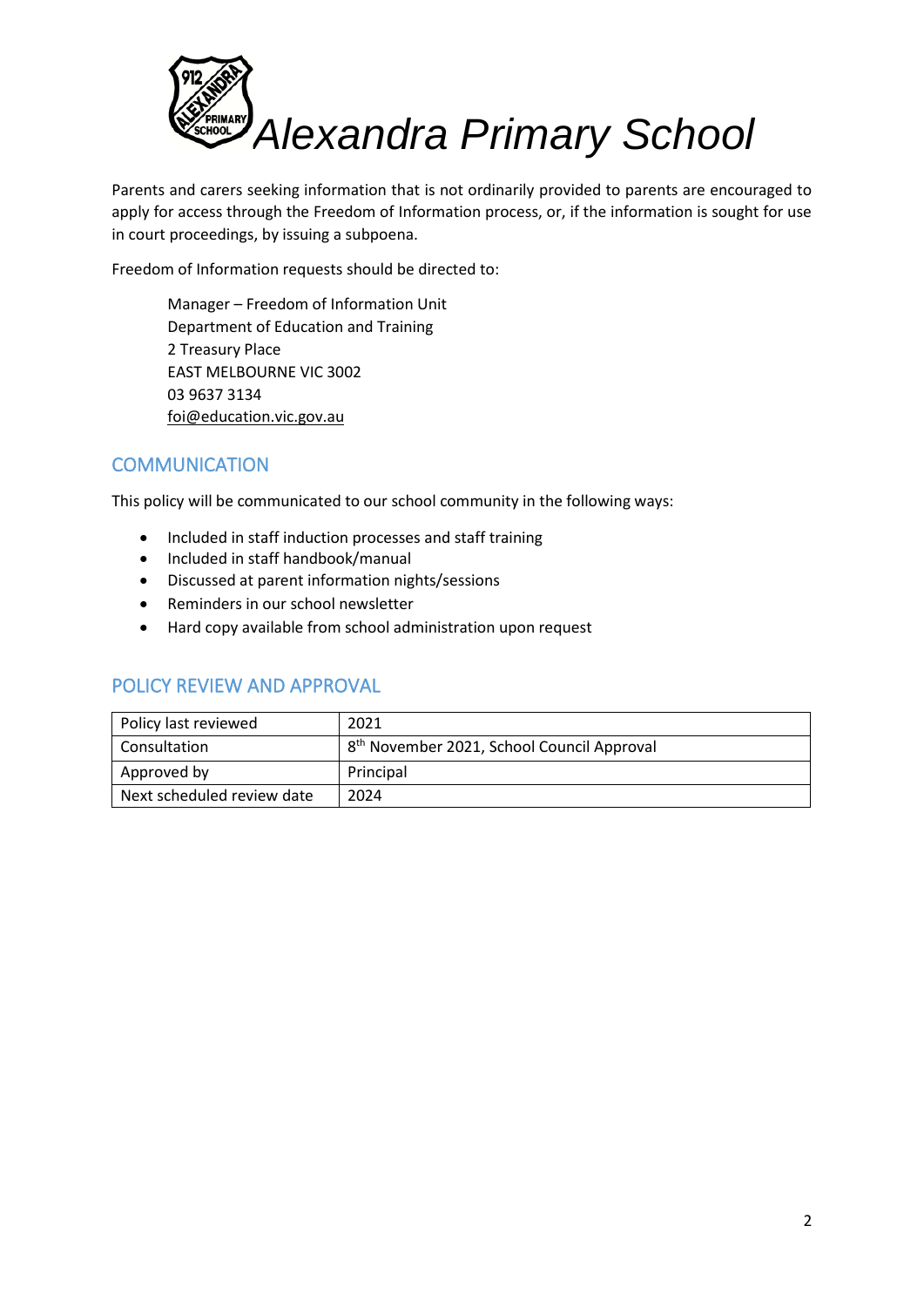# Alexandra Primary School

Parents and carers seeking information that is not ordinarily provided to parents are encouraged to apply for access through the Freedom of Information process, or, if the information is sought for use in court proceedings, by issuing a subpoena.

Freedom of Information requests should be directed to:

Manager – Freedom of Information Unit
Department of Education and Training
2 Treasury Place
EAST MELBOURNE VIC 3002
03 9637 3134
foi@education.vic.gov.au

## COMMUNICATION

This policy will be communicated to our school community in the following ways:

- Included in staff induction processes and staff training
- Included in staff handbook/manual
- Discussed at parent information nights/sessions
- Reminders in our school newsletter
- Hard copy available from school administration upon request

## POLICY REVIEW AND APPROVAL

| | |
|---|---|
| Policy last reviewed | 2021 |
| Consultation | 8th November 2021, School Council Approval |
| Approved by | Principal |
| Next scheduled review date | 2024 |